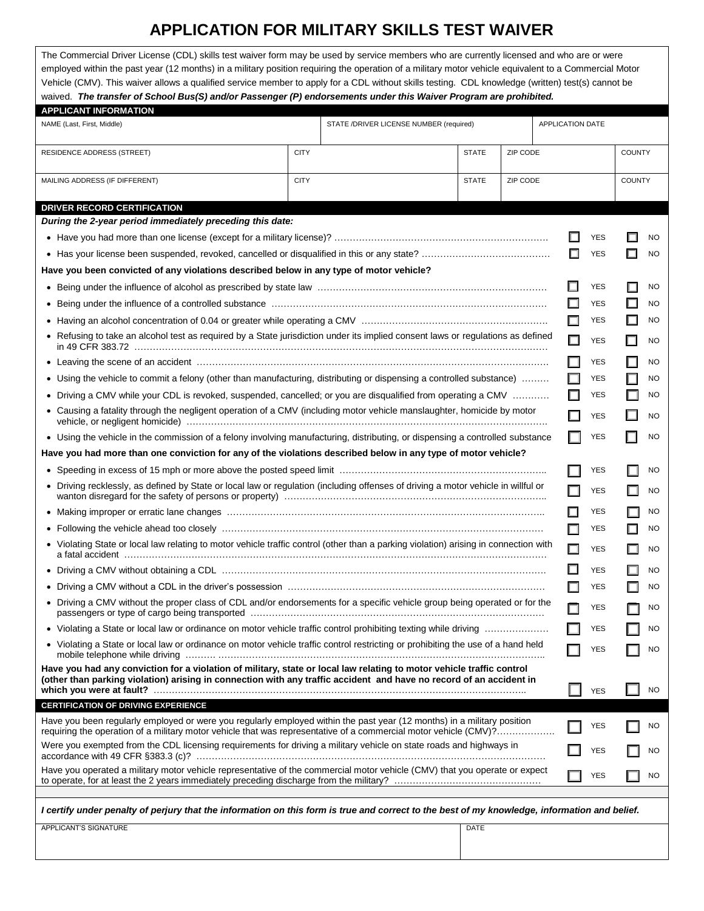# APPLICATION FOR MILITARY SKILLS TEST WAIVER

The Commercial Driver License (CDL) skills test waiver form may be used by service members who are currently licensed and who are or were employed within the past year (12 months) in a military position requiring the operation of a military motor vehicle equivalent to a Commercial Motor Vehicle (CMV). This waiver allows a qualified service member to apply for a CDL without skills testing. CDL knowledge (written) test(s) cannot be waived. ***The transfer of School Bus(S) and/or Passenger (P) endorsements under this Waiver Program are prohibited.***

## APPLICANT INFORMATION

| NAME (Last, First, Middle) | | STATE /DRIVER LICENSE NUMBER (required) | | APPLICATION DATE | |
|---|---|---|---|---|---|
| | | | | | |
| RESIDENCE ADDRESS (STREET) | CITY | | STATE | ZIP CODE | COUNTY |
| | | | | | |
| MAILING ADDRESS (IF DIFFERENT) | CITY | | STATE | ZIP CODE | COUNTY |
| | | | | | |

## DRIVER RECORD CERTIFICATION

***During the 2-year period immediately preceding this date:***

- Have you had more than one license (except for a military license)? ☐ YES ☐ NO
- Has your license been suspended, revoked, cancelled or disqualified in this or any state? ☐ YES ☐ NO

**Have you been convicted of any violations described below in any type of motor vehicle?**

- Being under the influence of alcohol as prescribed by state law ☐ YES ☐ NO
- Being under the influence of a controlled substance ☐ YES ☐ NO
- Having an alcohol concentration of 0.04 or greater while operating a CMV ☐ YES ☐ NO
- Refusing to take an alcohol test as required by a State jurisdiction under its implied consent laws or regulations as defined in 49 CFR 383.72 ☐ YES ☐ NO
- Leaving the scene of an accident ☐ YES ☐ NO
- Using the vehicle to commit a felony (other than manufacturing, distributing or dispensing a controlled substance) ☐ YES ☐ NO
- Driving a CMV while your CDL is revoked, suspended, cancelled; or you are disqualified from operating a CMV ☐ YES ☐ NO
- Causing a fatality through the negligent operation of a CMV (including motor vehicle manslaughter, homicide by motor vehicle, or negligent homicide) ☐ YES ☐ NO
- Using the vehicle in the commission of a felony involving manufacturing, distributing, or dispensing a controlled substance ☐ YES ☐ NO

**Have you had more than one conviction for any of the violations described below in any type of motor vehicle?**

- Speeding in excess of 15 mph or more above the posted speed limit ☐ YES ☐ NO
- Driving recklessly, as defined by State or local law or regulation (including offenses of driving a motor vehicle in willful or wanton disregard for the safety of persons or property) ☐ YES ☐ NO
- Making improper or erratic lane changes ☐ YES ☐ NO
- Following the vehicle ahead too closely ☐ YES ☐ NO
- Violating State or local law relating to motor vehicle traffic control (other than a parking violation) arising in connection with a fatal accident ☐ YES ☐ NO
- Driving a CMV without obtaining a CDL ☐ YES ☐ NO
- Driving a CMV without a CDL in the driver's possession ☐ YES ☐ NO
- Driving a CMV without the proper class of CDL and/or endorsements for a specific vehicle group being operated or for the passengers or type of cargo being transported ☐ YES ☐ NO
- Violating a State or local law or ordinance on motor vehicle traffic control prohibiting texting while driving ☐ YES ☐ NO
- Violating a State or local law or ordinance on motor vehicle traffic control restricting or prohibiting the use of a hand held mobile telephone while driving ☐ YES ☐ NO

**Have you had any conviction for a violation of military, state or local law relating to motor vehicle traffic control (other than parking violation) arising in connection with any traffic accident and have no record of an accident in which you were at fault?** ☐ YES ☐ NO

## CERTIFICATION OF DRIVING EXPERIENCE

Have you been regularly employed or were you regularly employed within the past year (12 months) in a military position requiring the operation of a military motor vehicle that was representative of a commercial motor vehicle (CMV)? ☐ YES ☐ NO

Were you exempted from the CDL licensing requirements for driving a military vehicle on state roads and highways in accordance with 49 CFR §383.3 (c)? ☐ YES ☐ NO

Have you operated a military motor vehicle representative of the commercial motor vehicle (CMV) that you operate or expect to operate, for at least the 2 years immediately preceding discharge from the military? ☐ YES ☐ NO

***I certify under penalty of perjury that the information on this form is true and correct to the best of my knowledge, information and belief.***

| APPLICANT'S SIGNATURE | DATE |
|---|---|
| | |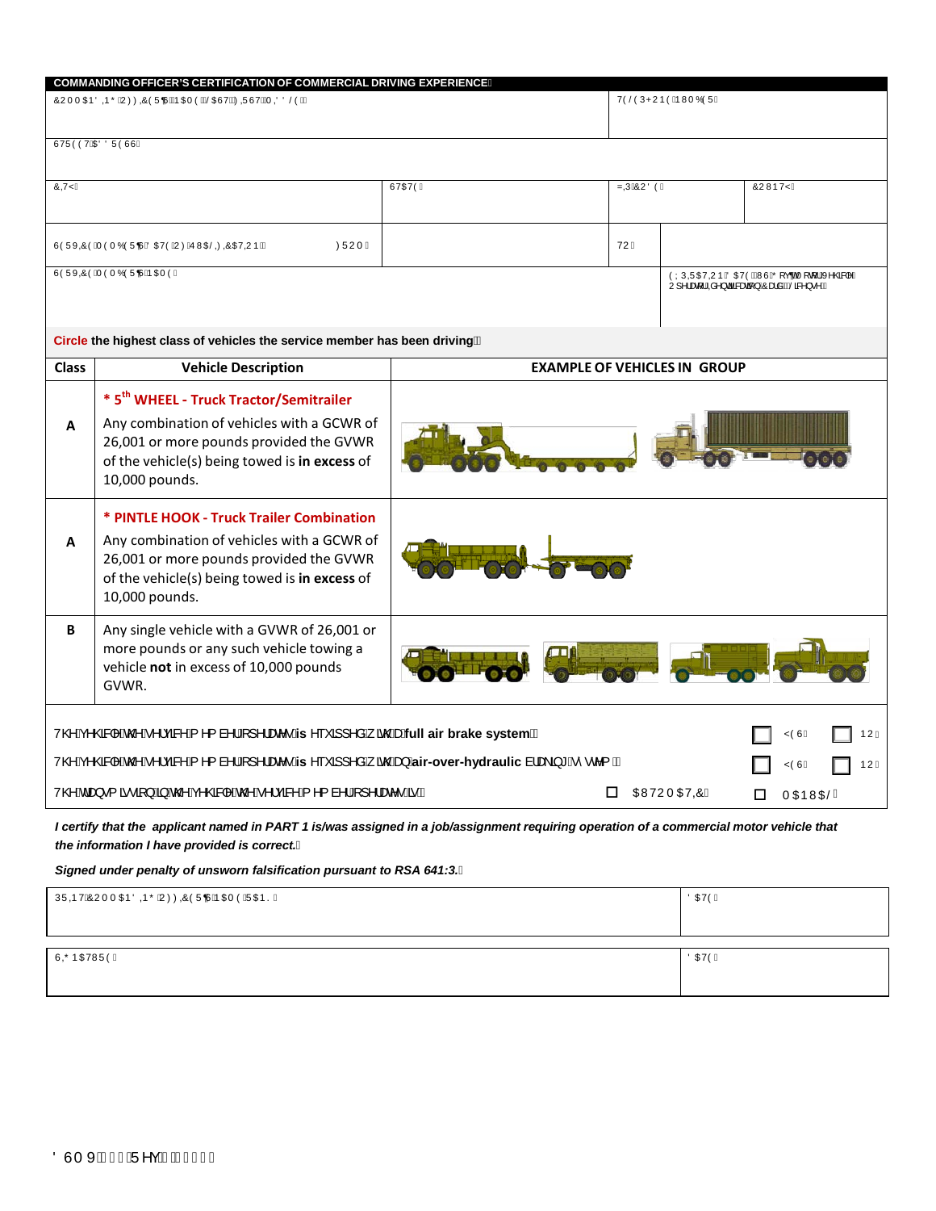## COMMANDING OFFICER'S CERTIFICATION OF COMMERCIAL DRIVING EXPERIENCE

| COMMANDING OFFICER'S NAME (LAST, FIRST, MIDDLE) | | TELEPHONE NUMBER | |
|---|---|---|---|
| STREET ADDRESS | | | |
| CITY | STATE | ZIP CODE | COUNTY |
| SERVICE MEMBER'S DATE OF QUALIFICATION FROM | | TO | |
| SERVICE MEMBER'S NAME | | EXPIRATION DATE US Govt Motor Vehicle Operator Identification Card/License | |

**Circle** the highest class of vehicles the service member has been driving

| Class | Vehicle Description | EXAMPLE OF VEHICLES IN GROUP |
|---|---|---|
| A | **\* 5th WHEEL - Truck Tractor/Semitrailer**<br>Any combination of vehicles with a GCWR of 26,001 or more pounds provided the GVWR of the vehicle(s) being towed is **in excess** of 10,000 pounds. | |
| A | **\* PINTLE HOOK - Truck Trailer Combination**<br>Any combination of vehicles with a GCWR of 26,001 or more pounds provided the GVWR of the vehicle(s) being towed is **in excess** of 10,000 pounds. | |
| B | Any single vehicle with a GVWR of 26,001 or more pounds or any such vehicle towing a vehicle **not** in excess of 10,000 pounds GVWR. | |

The vehicle the service member operates **is equipped with a full air brake system** ☐ YES ☐ NO

The vehicle the service member operates **is equipped with an air-over-hydraulic** braking system ☐ YES ☐ NO

The transmission in the vehicle the service member operates is: ☐ AUTOMATIC ☐ MANUAL

***I certify that the applicant named in PART 1 is/was assigned in a job/assignment requiring operation of a commercial motor vehicle that the information I have provided is correct.***

***Signed under penalty of unsworn falsification pursuant to RSA 641:3.***

| PRINT COMMANDING OFFICER'S NAME RANK | DATE |
|---|---|
| | |

| SIGNATURE | DATE |
|---|---|
| | |